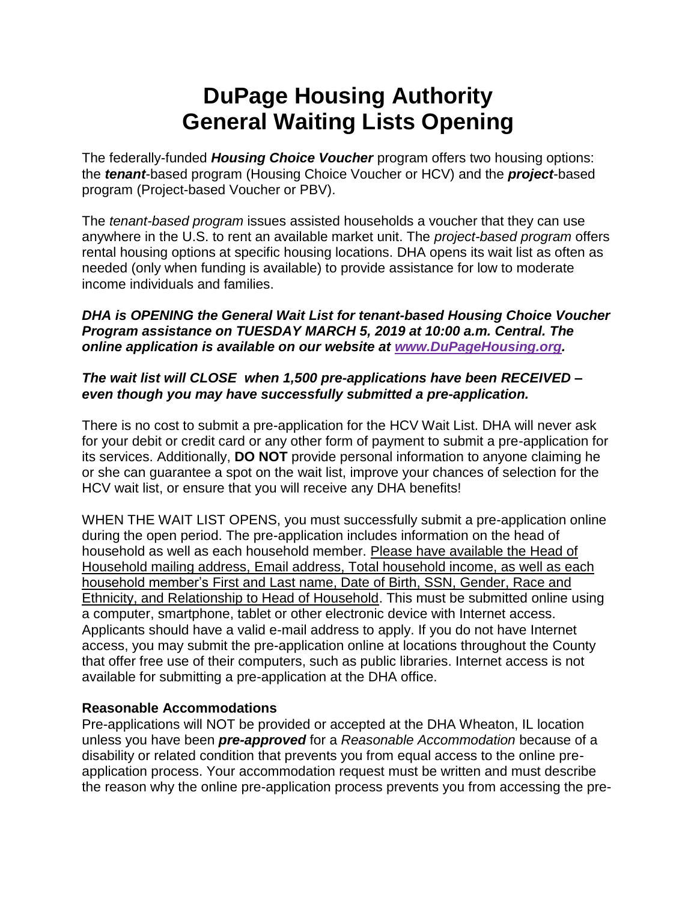# DuPage Housing Authority
# General Waiting Lists Opening

The federally-funded ***Housing Choice Voucher*** program offers two housing options: the ***tenant***-based program (Housing Choice Voucher or HCV) and the ***project***-based program (Project-based Voucher or PBV).

The *tenant-based program* issues assisted households a voucher that they can use anywhere in the U.S. to rent an available market unit. The *project-based program* offers rental housing options at specific housing locations. DHA opens its wait list as often as needed (only when funding is available) to provide assistance for low to moderate income individuals and families.

***DHA is OPENING the General Wait List for tenant-based Housing Choice Voucher Program assistance on TUESDAY MARCH 5, 2019 at 10:00 a.m. Central. The online application is available on our website at [www.DuPageHousing.org](http://www.DuPageHousing.org).***

***The wait list will CLOSE when 1,500 pre-applications have been RECEIVED – even though you may have successfully submitted a pre-application.***

There is no cost to submit a pre-application for the HCV Wait List. DHA will never ask for your debit or credit card or any other form of payment to submit a pre-application for its services. Additionally, **DO NOT** provide personal information to anyone claiming he or she can guarantee a spot on the wait list, improve your chances of selection for the HCV wait list, or ensure that you will receive any DHA benefits!

WHEN THE WAIT LIST OPENS, you must successfully submit a pre-application online during the open period. The pre-application includes information on the head of household as well as each household member. Please have available the Head of Household mailing address, Email address, Total household income, as well as each household member's First and Last name, Date of Birth, SSN, Gender, Race and Ethnicity, and Relationship to Head of Household. This must be submitted online using a computer, smartphone, tablet or other electronic device with Internet access. Applicants should have a valid e-mail address to apply. If you do not have Internet access, you may submit the pre-application online at locations throughout the County that offer free use of their computers, such as public libraries. Internet access is not available for submitting a pre-application at the DHA office.

**Reasonable Accommodations**

Pre-applications will NOT be provided or accepted at the DHA Wheaton, IL location unless you have been ***pre-approved*** for a *Reasonable Accommodation* because of a disability or related condition that prevents you from equal access to the online pre-application process. Your accommodation request must be written and must describe the reason why the online pre-application process prevents you from accessing the pre-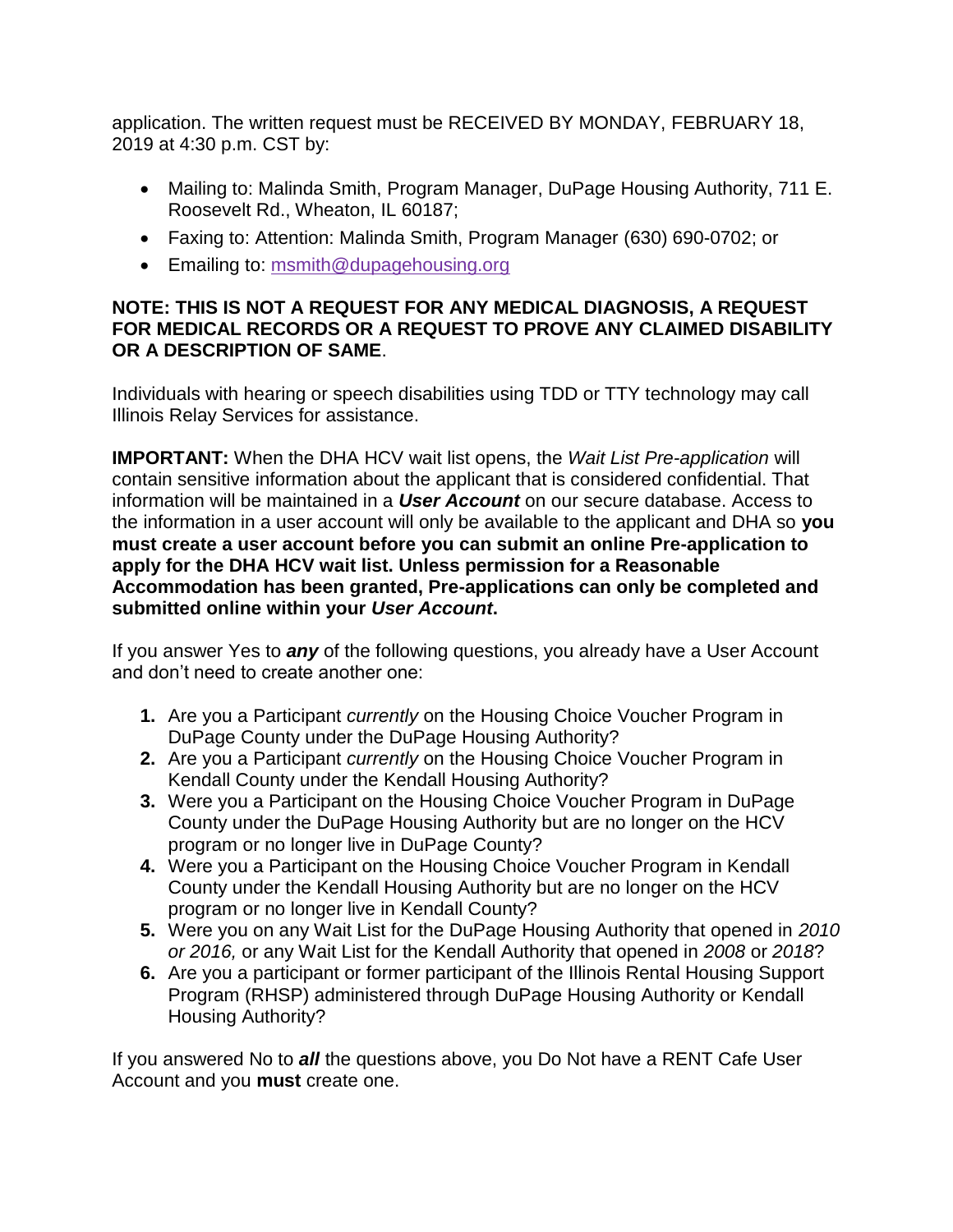application. The written request must be RECEIVED BY MONDAY, FEBRUARY 18, 2019 at 4:30 p.m. CST by:

- Mailing to: Malinda Smith, Program Manager, DuPage Housing Authority, 711 E. Roosevelt Rd., Wheaton, IL 60187;
- Faxing to: Attention: Malinda Smith, Program Manager (630) 690-0702; or
- Emailing to: msmith@dupagehousing.org

**NOTE: THIS IS NOT A REQUEST FOR ANY MEDICAL DIAGNOSIS, A REQUEST FOR MEDICAL RECORDS OR A REQUEST TO PROVE ANY CLAIMED DISABILITY OR A DESCRIPTION OF SAME**.

Individuals with hearing or speech disabilities using TDD or TTY technology may call Illinois Relay Services for assistance.

**IMPORTANT:** When the DHA HCV wait list opens, the *Wait List Pre-application* will contain sensitive information about the applicant that is considered confidential. That information will be maintained in a ***User Account*** on our secure database. Access to the information in a user account will only be available to the applicant and DHA so **you must create a user account before you can submit an online Pre-application to apply for the DHA HCV wait list. Unless permission for a Reasonable Accommodation has been granted, Pre-applications can only be completed and submitted online within your *User Account*.**

If you answer Yes to ***any*** of the following questions, you already have a User Account and don't need to create another one:

1. Are you a Participant *currently* on the Housing Choice Voucher Program in DuPage County under the DuPage Housing Authority?
2. Are you a Participant *currently* on the Housing Choice Voucher Program in Kendall County under the Kendall Housing Authority?
3. Were you a Participant on the Housing Choice Voucher Program in DuPage County under the DuPage Housing Authority but are no longer on the HCV program or no longer live in DuPage County?
4. Were you a Participant on the Housing Choice Voucher Program in Kendall County under the Kendall Housing Authority but are no longer on the HCV program or no longer live in Kendall County?
5. Were you on any Wait List for the DuPage Housing Authority that opened in *2010 or 2016,* or any Wait List for the Kendall Authority that opened in *2008* or *2018*?
6. Are you a participant or former participant of the Illinois Rental Housing Support Program (RHSP) administered through DuPage Housing Authority or Kendall Housing Authority?

If you answered No to ***all*** the questions above, you Do Not have a RENT Cafe User Account and you **must** create one.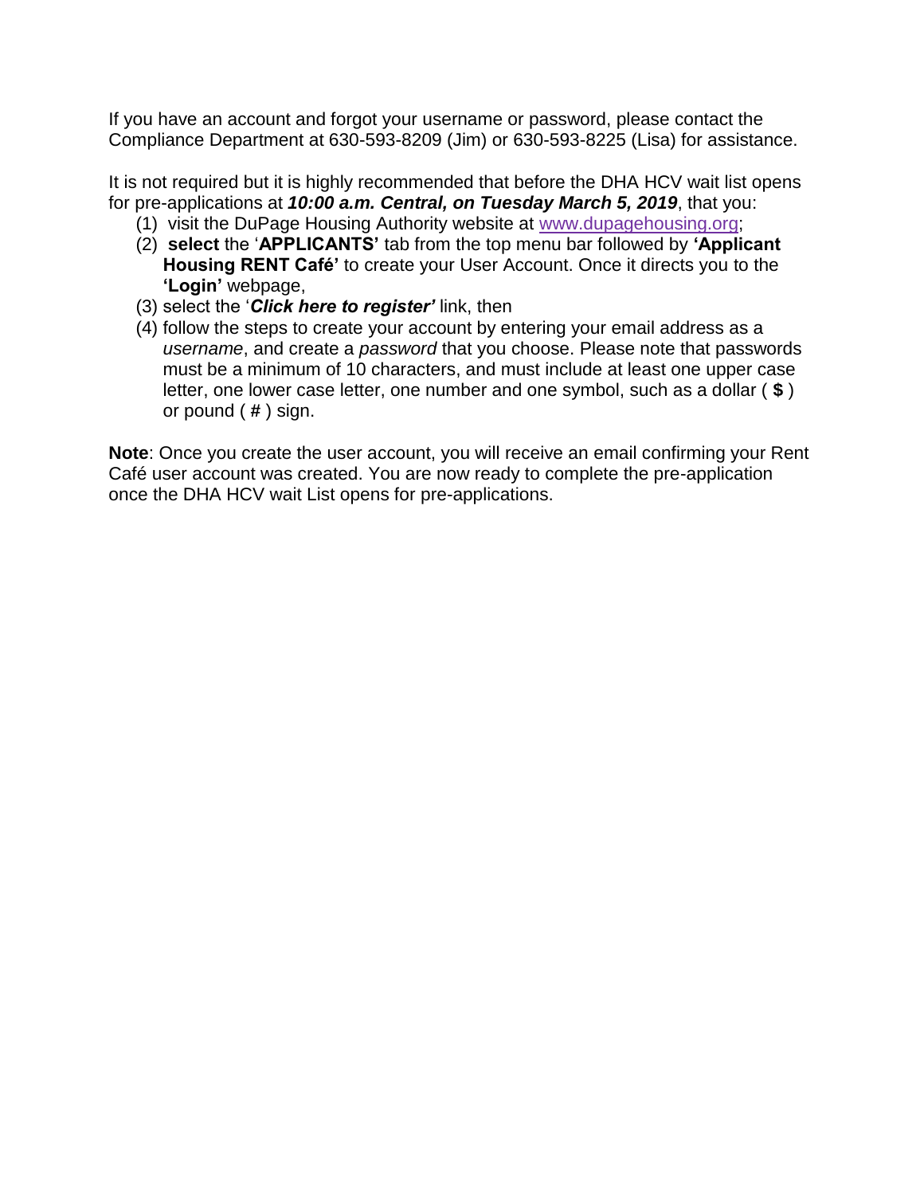If you have an account and forgot your username or password, please contact the Compliance Department at 630-593-8209 (Jim) or 630-593-8225 (Lisa) for assistance.

It is not required but it is highly recommended that before the DHA HCV wait list opens for pre-applications at ***10:00 a.m. Central, on Tuesday March 5, 2019***, that you:

(1) visit the DuPage Housing Authority website at [www.dupagehousing.org](http://www.dupagehousing.org);
(2) **select** the '**APPLICANTS'** tab from the top menu bar followed by **'Applicant Housing RENT Café'** to create your User Account. Once it directs you to the **'Login'** webpage,
(3) select the '***Click here to register'*** link, then
(4) follow the steps to create your account by entering your email address as a *username*, and create a *password* that you choose. Please note that passwords must be a minimum of 10 characters, and must include at least one upper case letter, one lower case letter, one number and one symbol, such as a dollar ( **$** ) or pound ( **#** ) sign.

**Note**: Once you create the user account, you will receive an email confirming your Rent Café user account was created. You are now ready to complete the pre-application once the DHA HCV wait List opens for pre-applications.